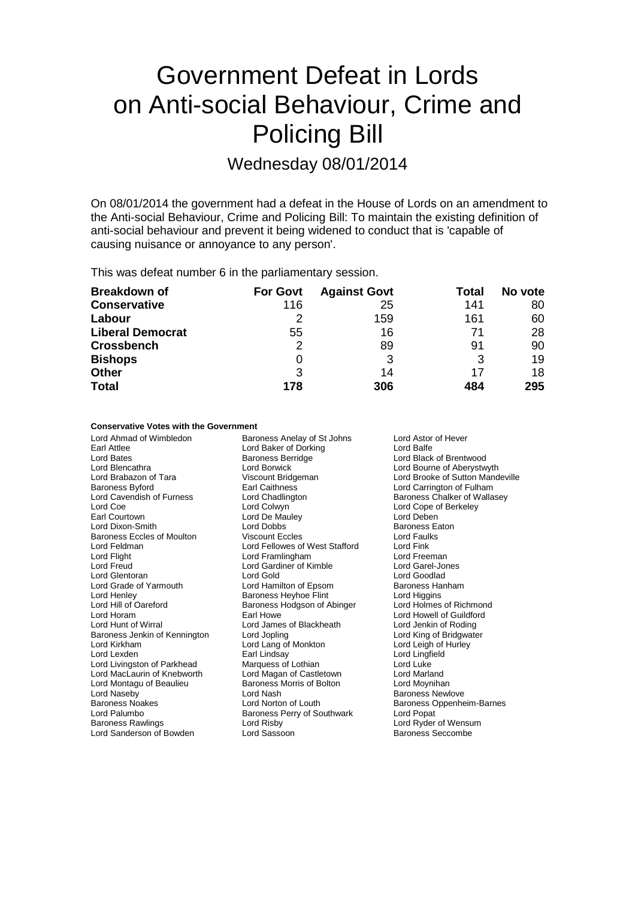# Government Defeat in Lords on Anti-social Behaviour, Crime and Policing Bill

## Wednesday 08/01/2014

On 08/01/2014 the government had a defeat in the House of Lords on an amendment to the Anti-social Behaviour, Crime and Policing Bill: To maintain the existing definition of anti-social behaviour and prevent it being widened to conduct that is 'capable of causing nuisance or annoyance to any person'.

This was defeat number 6 in the parliamentary session.

| Breakdown of | For Govt | Against Govt | Total | No vote |
|---|---|---|---|---|
| **Conservative** | 116 | 25 | 141 | 80 |
| **Labour** | 2 | 159 | 161 | 60 |
| **Liberal Democrat** | 55 | 16 | 71 | 28 |
| **Crossbench** | 2 | 89 | 91 | 90 |
| **Bishops** | 0 | 3 | 3 | 19 |
| **Other** | 3 | 14 | 17 | 18 |
| **Total** | 178 | 306 | 484 | 295 |

**Conservative Votes with the Government**

Lord Ahmad of Wimbledon
Baroness Anelay of St Johns
Lord Astor of Hever
Earl Attlee
Lord Baker of Dorking
Lord Balfe
Lord Bates
Baroness Berridge
Lord Black of Brentwood
Lord Blencathra
Lord Borwick
Lord Bourne of Aberystwyth
Lord Brabazon of Tara
Viscount Bridgeman
Lord Brooke of Sutton Mandeville
Baroness Byford
Earl Caithness
Lord Carrington of Fulham
Lord Cavendish of Furness
Lord Chadlington
Baroness Chalker of Wallasey
Lord Coe
Lord Colwyn
Lord Cope of Berkeley
Earl Courtown
Lord De Mauley
Lord Deben
Lord Dixon-Smith
Lord Dobbs
Baroness Eaton
Baroness Eccles of Moulton
Viscount Eccles
Lord Faulks
Lord Feldman
Lord Fellowes of West Stafford
Lord Fink
Lord Flight
Lord Framlingham
Lord Freeman
Lord Freud
Lord Gardiner of Kimble
Lord Garel-Jones
Lord Glentoran
Lord Gold
Lord Goodlad
Lord Grade of Yarmouth
Lord Hamilton of Epsom
Baroness Hanham
Lord Henley
Baroness Heyhoe Flint
Lord Higgins
Lord Hill of Oareford
Baroness Hodgson of Abinger
Lord Holmes of Richmond
Lord Horam
Earl Howe
Lord Howell of Guildford
Lord Hunt of Wirral
Lord James of Blackheath
Lord Jenkin of Roding
Baroness Jenkin of Kennington
Lord Jopling
Lord King of Bridgwater
Lord Kirkham
Lord Lang of Monkton
Lord Leigh of Hurley
Lord Lexden
Earl Lindsay
Lord Lingfield
Lord Livingston of Parkhead
Marquess of Lothian
Lord Luke
Lord MacLaurin of Knebworth
Lord Magan of Castletown
Lord Marland
Lord Montagu of Beaulieu
Baroness Morris of Bolton
Lord Moynihan
Lord Naseby
Lord Nash
Baroness Newlove
Baroness Noakes
Lord Norton of Louth
Baroness Oppenheim-Barnes
Lord Palumbo
Baroness Perry of Southwark
Lord Popat
Baroness Rawlings
Lord Risby
Lord Ryder of Wensum
Lord Sanderson of Bowden
Lord Sassoon
Baroness Seccombe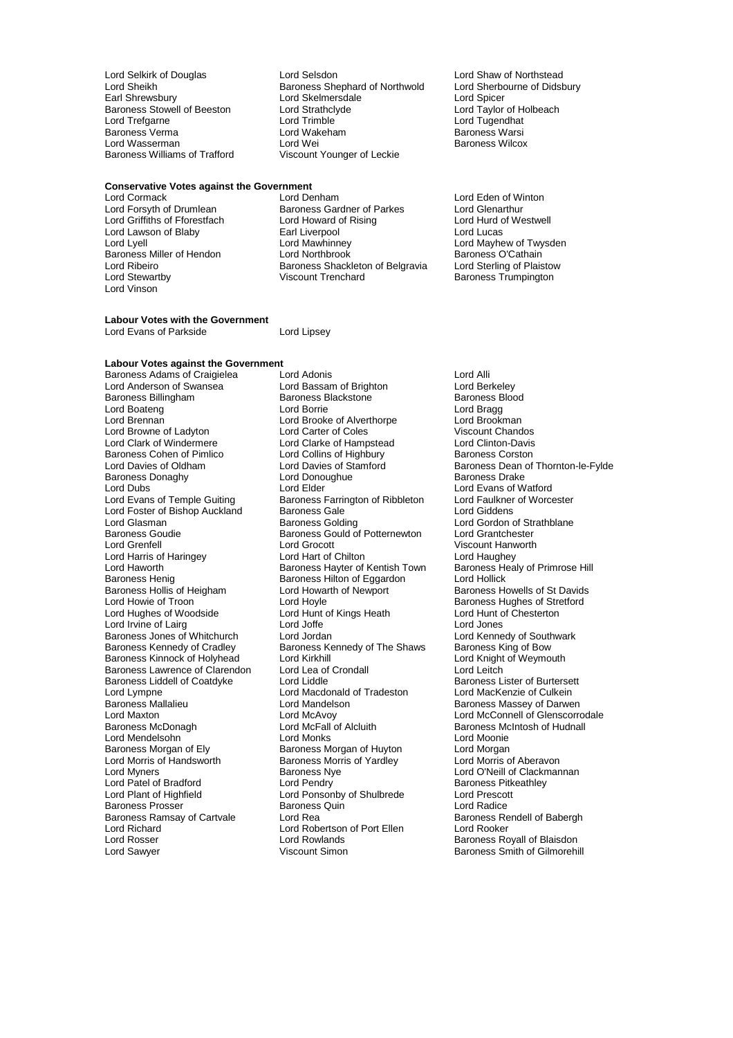Lord Selkirk of Douglas
Lord Selsdon
Lord Shaw of Northstead
Lord Sheikh
Baroness Shephard of Northwold
Lord Sherbourne of Didsbury
Earl Shrewsbury
Lord Skelmersdale
Lord Spicer
Baroness Stowell of Beeston
Lord Strathclyde
Lord Taylor of Holbeach
Lord Trefgarne
Lord Trimble
Lord Tugendhat
Baroness Verma
Lord Wakeham
Baroness Warsi
Lord Wasserman
Lord Wei
Baroness Wilcox
Baroness Williams of Trafford
Viscount Younger of Leckie

**Conservative Votes against the Government**

Lord Cormack
Lord Denham
Lord Eden of Winton
Lord Forsyth of Drumlean
Baroness Gardner of Parkes
Lord Glenarthur
Lord Griffiths of Fforestfach
Lord Howard of Rising
Lord Hurd of Westwell
Lord Lawson of Blaby
Earl Liverpool
Lord Lucas
Lord Lyell
Lord Mawhinney
Lord Mayhew of Twysden
Baroness Miller of Hendon
Lord Northbrook
Baroness O'Cathain
Lord Ribeiro
Baroness Shackleton of Belgravia
Lord Sterling of Plaistow
Lord Stewartby
Viscount Trenchard
Baroness Trumpington
Lord Vinson

**Labour Votes with the Government**

Lord Evans of Parkside
Lord Lipsey

**Labour Votes against the Government**

Baroness Adams of Craigielea
Lord Adonis
Lord Alli
Lord Anderson of Swansea
Lord Bassam of Brighton
Lord Berkeley
Baroness Billingham
Baroness Blackstone
Baroness Blood
Lord Boateng
Lord Borrie
Lord Bragg
Lord Brennan
Lord Brooke of Alverthorpe
Lord Brookman
Lord Browne of Ladyton
Lord Carter of Coles
Viscount Chandos
Lord Clark of Windermere
Lord Clarke of Hampstead
Lord Clinton-Davis
Baroness Cohen of Pimlico
Lord Collins of Highbury
Baroness Corston
Lord Davies of Oldham
Lord Davies of Stamford
Baroness Dean of Thornton-le-Fylde
Baroness Donaghy
Lord Donoughue
Baroness Drake
Lord Dubs
Lord Elder
Lord Evans of Watford
Lord Evans of Temple Guiting
Baroness Farrington of Ribbleton
Lord Faulkner of Worcester
Lord Foster of Bishop Auckland
Baroness Gale
Lord Giddens
Lord Glasman
Baroness Golding
Lord Gordon of Strathblane
Baroness Goudie
Baroness Gould of Potternewton
Lord Grantchester
Lord Grenfell
Lord Grocott
Viscount Hanworth
Lord Harris of Haringey
Lord Hart of Chilton
Lord Haughey
Lord Haworth
Baroness Hayter of Kentish Town
Baroness Healy of Primrose Hill
Baroness Henig
Baroness Hilton of Eggardon
Lord Hollick
Baroness Hollis of Heigham
Lord Howarth of Newport
Baroness Howells of St Davids
Lord Howie of Troon
Lord Hoyle
Baroness Hughes of Stretford
Lord Hughes of Woodside
Lord Hunt of Kings Heath
Lord Hunt of Chesterton
Lord Irvine of Lairg
Lord Joffe
Lord Jones
Baroness Jones of Whitchurch
Lord Jordan
Lord Kennedy of Southwark
Baroness Kennedy of Cradley
Baroness Kennedy of The Shaws
Baroness King of Bow
Baroness Kinnock of Holyhead
Lord Kirkhill
Lord Knight of Weymouth
Baroness Lawrence of Clarendon
Lord Lea of Crondall
Lord Leitch
Baroness Liddell of Coatdyke
Lord Liddle
Baroness Lister of Burtersett
Lord Lympne
Lord Macdonald of Tradeston
Lord MacKenzie of Culkein
Baroness Mallalieu
Lord Mandelson
Baroness Massey of Darwen
Lord Maxton
Lord McAvoy
Lord McConnell of Glenscorrodale
Baroness McDonagh
Lord McFall of Alcluith
Baroness McIntosh of Hudnall
Lord Mendelsohn
Lord Monks
Lord Moonie
Baroness Morgan of Ely
Baroness Morgan of Huyton
Lord Morgan
Lord Morris of Handsworth
Baroness Morris of Yardley
Lord Morris of Aberavon
Lord Myners
Baroness Nye
Lord O'Neill of Clackmannan
Lord Patel of Bradford
Lord Pendry
Baroness Pitkeathley
Lord Plant of Highfield
Lord Ponsonby of Shulbrede
Lord Prescott
Baroness Prosser
Baroness Quin
Lord Radice
Baroness Ramsay of Cartvale
Lord Rea
Baroness Rendell of Babergh
Lord Richard
Lord Robertson of Port Ellen
Lord Rooker
Lord Rosser
Lord Rowlands
Baroness Royall of Blaisdon
Lord Sawyer
Viscount Simon
Baroness Smith of Gilmorehill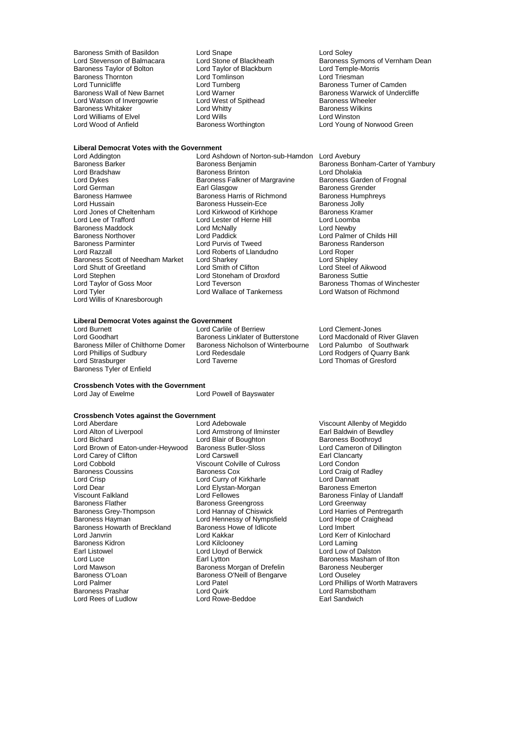Baroness Smith of Basildon
Lord Snape
Lord Soley
Lord Stevenson of Balmacara
Lord Stone of Blackheath
Baroness Symons of Vernham Dean
Baroness Taylor of Bolton
Lord Taylor of Blackburn
Lord Temple-Morris
Baroness Thornton
Lord Tomlinson
Lord Triesman
Lord Tunnicliffe
Lord Turnberg
Baroness Turner of Camden
Baroness Wall of New Barnet
Lord Warner
Baroness Warwick of Undercliffe
Lord Watson of Invergowrie
Lord West of Spithead
Baroness Wheeler
Baroness Whitaker
Lord Whitty
Baroness Wilkins
Lord Williams of Elvel
Lord Wills
Lord Winston
Lord Wood of Anfield
Baroness Worthington
Lord Young of Norwood Green

**Liberal Democrat Votes with the Government**

Lord Addington
Lord Ashdown of Norton-sub-Hamdon
Lord Avebury
Baroness Barker
Baroness Benjamin
Baroness Bonham-Carter of Yarnbury
Lord Bradshaw
Baroness Brinton
Lord Dholakia
Lord Dykes
Baroness Falkner of Margravine
Baroness Garden of Frognal
Lord German
Earl Glasgow
Baroness Grender
Baroness Hamwee
Baroness Harris of Richmond
Baroness Humphreys
Lord Hussain
Baroness Hussein-Ece
Baroness Jolly
Lord Jones of Cheltenham
Lord Kirkwood of Kirkhope
Baroness Kramer
Lord Lee of Trafford
Lord Lester of Herne Hill
Lord Loomba
Baroness Maddock
Lord McNally
Lord Newby
Baroness Northover
Lord Paddick
Lord Palmer of Childs Hill
Baroness Parminter
Lord Purvis of Tweed
Baroness Randerson
Lord Razzall
Lord Roberts of Llandudno
Lord Roper
Baroness Scott of Needham Market
Lord Sharkey
Lord Shipley
Lord Shutt of Greetland
Lord Smith of Clifton
Lord Steel of Aikwood
Lord Stephen
Lord Stoneham of Droxford
Baroness Suttie
Lord Taylor of Goss Moor
Lord Teverson
Baroness Thomas of Winchester
Lord Tyler
Lord Wallace of Tankerness
Lord Watson of Richmond
Lord Willis of Knaresborough

**Liberal Democrat Votes against the Government**

Lord Burnett
Lord Carlile of Berriew
Lord Clement-Jones
Lord Goodhart
Baroness Linklater of Butterstone
Lord Macdonald of River Glaven
Baroness Miller of Chilthorne Domer
Baroness Nicholson of Winterbourne
Lord Palumbo of Southwark
Lord Phillips of Sudbury
Lord Redesdale
Lord Rodgers of Quarry Bank
Lord Strasburger
Lord Taverne
Lord Thomas of Gresford
Baroness Tyler of Enfield

**Crossbench Votes with the Government**

Lord Jay of Ewelme
Lord Powell of Bayswater

**Crossbench Votes against the Government**

Lord Aberdare
Lord Adebowale
Viscount Allenby of Megiddo
Lord Alton of Liverpool
Lord Armstrong of Ilminster
Earl Baldwin of Bewdley
Lord Bichard
Lord Blair of Boughton
Baroness Boothroyd
Lord Brown of Eaton-under-Heywood
Baroness Butler-Sloss
Lord Cameron of Dillington
Lord Carey of Clifton
Lord Carswell
Earl Clancarty
Lord Cobbold
Viscount Colville of Culross
Lord Condon
Baroness Coussins
Baroness Cox
Lord Craig of Radley
Lord Crisp
Lord Curry of Kirkharle
Lord Dannatt
Lord Dear
Lord Elystan-Morgan
Baroness Emerton
Viscount Falkland
Lord Fellowes
Baroness Finlay of Llandaff
Baroness Flather
Baroness Greengross
Lord Greenway
Baroness Grey-Thompson
Lord Hannay of Chiswick
Lord Harries of Pentregarth
Baroness Hayman
Lord Hennessy of Nympsfield
Lord Hope of Craighead
Baroness Howarth of Breckland
Baroness Howe of Idlicote
Lord Imbert
Lord Janvrin
Lord Kakkar
Lord Kerr of Kinlochard
Baroness Kidron
Lord Kilclooney
Lord Laming
Earl Listowel
Lord Lloyd of Berwick
Lord Low of Dalston
Lord Luce
Earl Lytton
Baroness Masham of Ilton
Lord Mawson
Baroness Morgan of Drefelin
Baroness Neuberger
Baroness O'Loan
Baroness O'Neill of Bengarve
Lord Ouseley
Lord Palmer
Lord Patel
Lord Phillips of Worth Matravers
Baroness Prashar
Lord Quirk
Lord Ramsbotham
Lord Rees of Ludlow
Lord Rowe-Beddoe
Earl Sandwich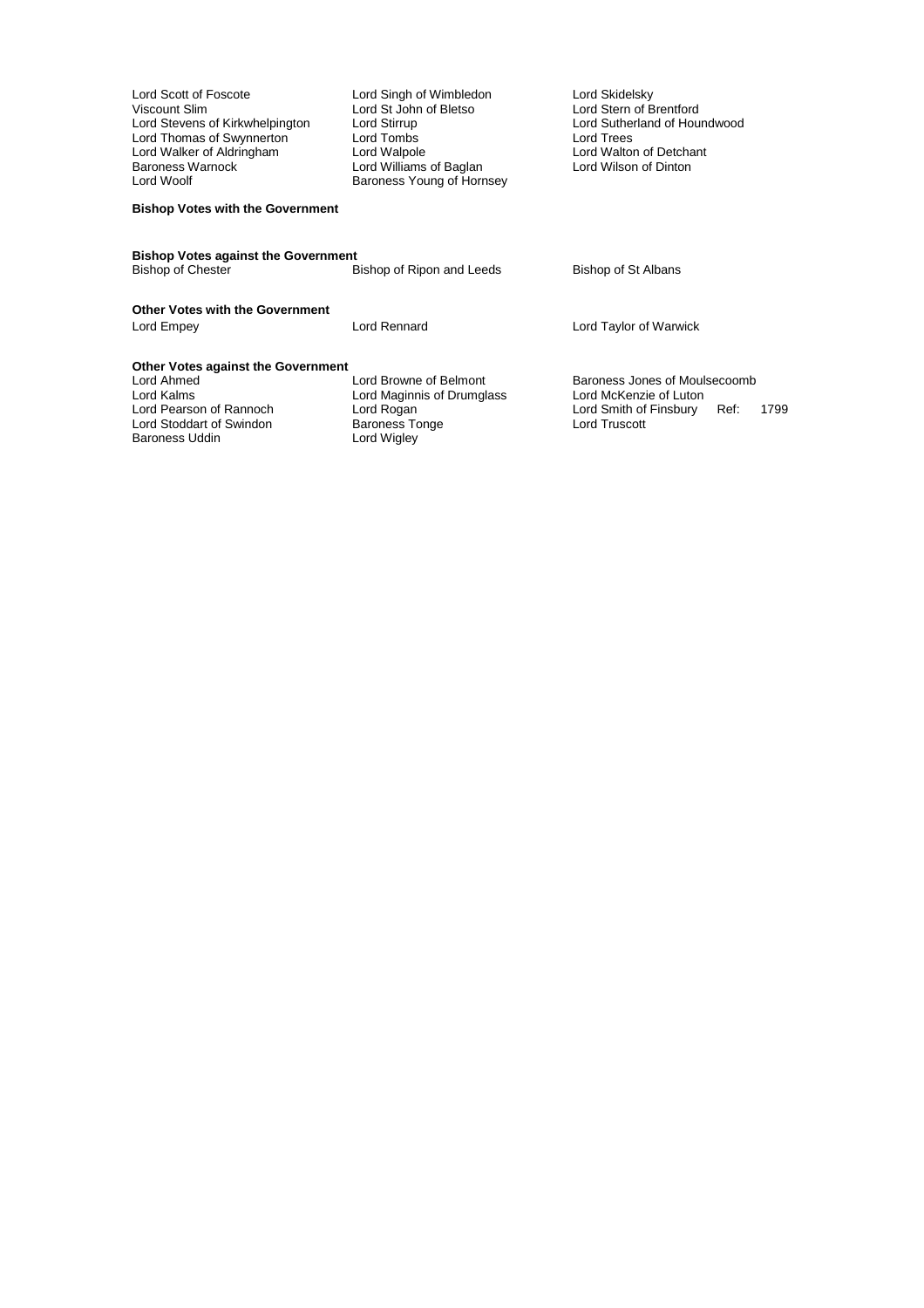Lord Scott of Foscote
Lord Singh of Wimbledon
Lord Skidelsky
Viscount Slim
Lord St John of Bletso
Lord Stern of Brentford
Lord Stevens of Kirkwhelpington
Lord Stirrup
Lord Sutherland of Houndwood
Lord Thomas of Swynnerton
Lord Tombs
Lord Trees
Lord Walker of Aldringham
Lord Walpole
Lord Walton of Detchant
Baroness Warnock
Lord Williams of Baglan
Lord Wilson of Dinton
Lord Woolf
Baroness Young of Hornsey

**Bishop Votes with the Government**

**Bishop Votes against the Government**

Bishop of Chester
Bishop of Ripon and Leeds
Bishop of St Albans

**Other Votes with the Government**

Lord Empey
Lord Rennard
Lord Taylor of Warwick

**Other Votes against the Government**

Lord Ahmed
Lord Browne of Belmont
Baroness Jones of Moulsecoomb
Lord Kalms
Lord Maginnis of Drumglass
Lord McKenzie of Luton
Lord Pearson of Rannoch
Lord Rogan
Lord Smith of Finsbury
Lord Stoddart of Swindon
Baroness Tonge
Lord Truscott
Baroness Uddin
Lord Wigley

Ref: 1799